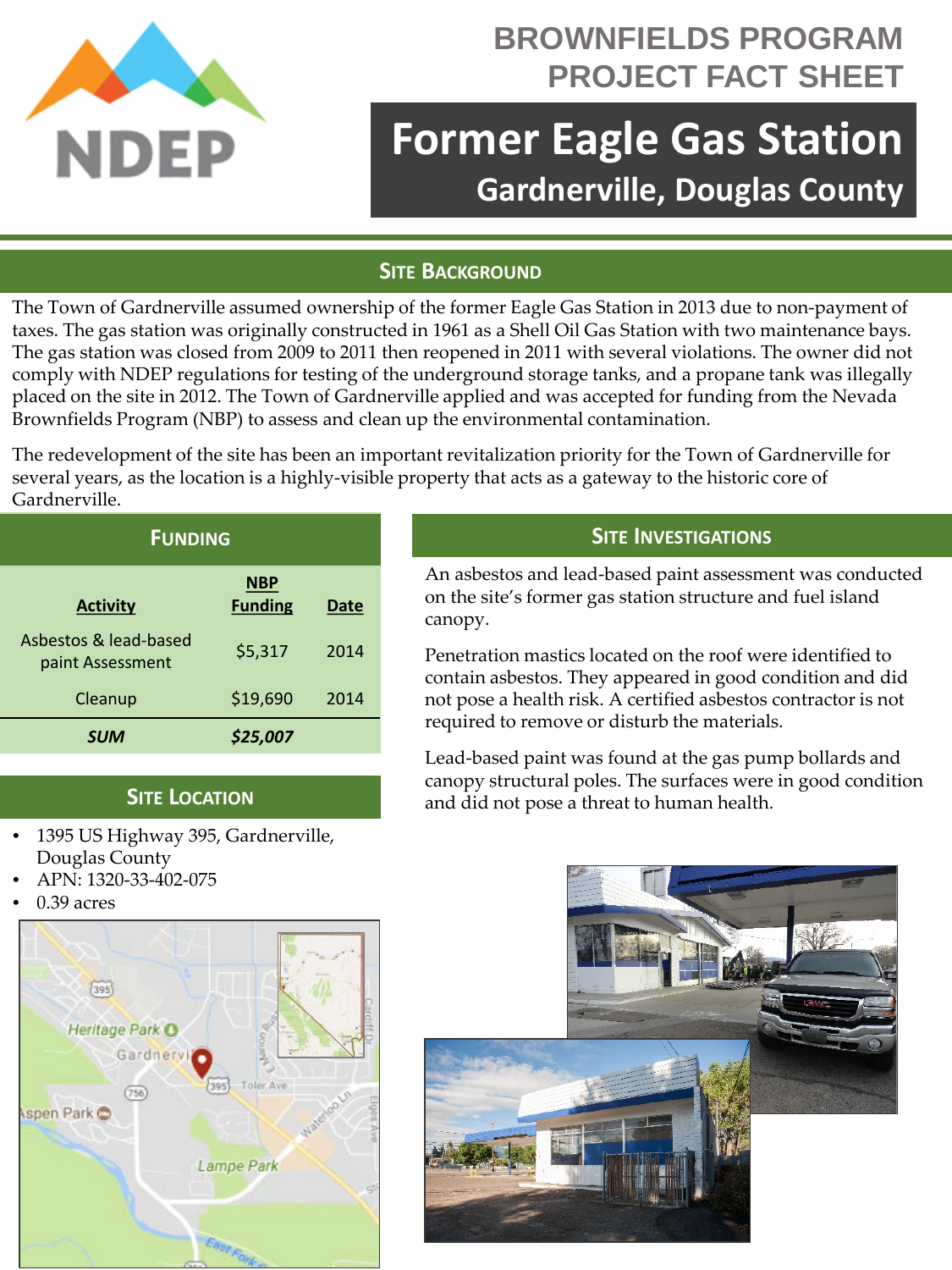# BROWNFIELDS PROGRAM PROJECT FACT SHEET

# Former Eagle Gas Station

## Gardnerville, Douglas County

## Site Background

The Town of Gardnerville assumed ownership of the former Eagle Gas Station in 2013 due to non-payment of taxes. The gas station was originally constructed in 1961 as a Shell Oil Gas Station with two maintenance bays. The gas station was closed from 2009 to 2011 then reopened in 2011 with several violations. The owner did not comply with NDEP regulations for testing of the underground storage tanks, and a propane tank was illegally placed on the site in 2012. The Town of Gardnerville applied and was accepted for funding from the Nevada Brownfields Program (NBP) to assess and clean up the environmental contamination.

The redevelopment of the site has been an important revitalization priority for the Town of Gardnerville for several years, as the location is a highly-visible property that acts as a gateway to the historic core of Gardnerville.

## Funding

| Activity | NBP Funding | Date |
|---|---|---|
| Asbestos & lead-based paint Assessment | $5,317 | 2014 |
| Cleanup | $19,690 | 2014 |
| ***SUM*** | ***$25,007*** | |

## Site Location

- 1395 US Highway 395, Gardnerville, Douglas County
- APN: 1320-33-402-075
- 0.39 acres

## Site Investigations

An asbestos and lead-based paint assessment was conducted on the site's former gas station structure and fuel island canopy.

Penetration mastics located on the roof were identified to contain asbestos. They appeared in good condition and did not pose a health risk. A certified asbestos contractor is not required to remove or disturb the materials.

Lead-based paint was found at the gas pump bollards and canopy structural poles. The surfaces were in good condition and did not pose a threat to human health.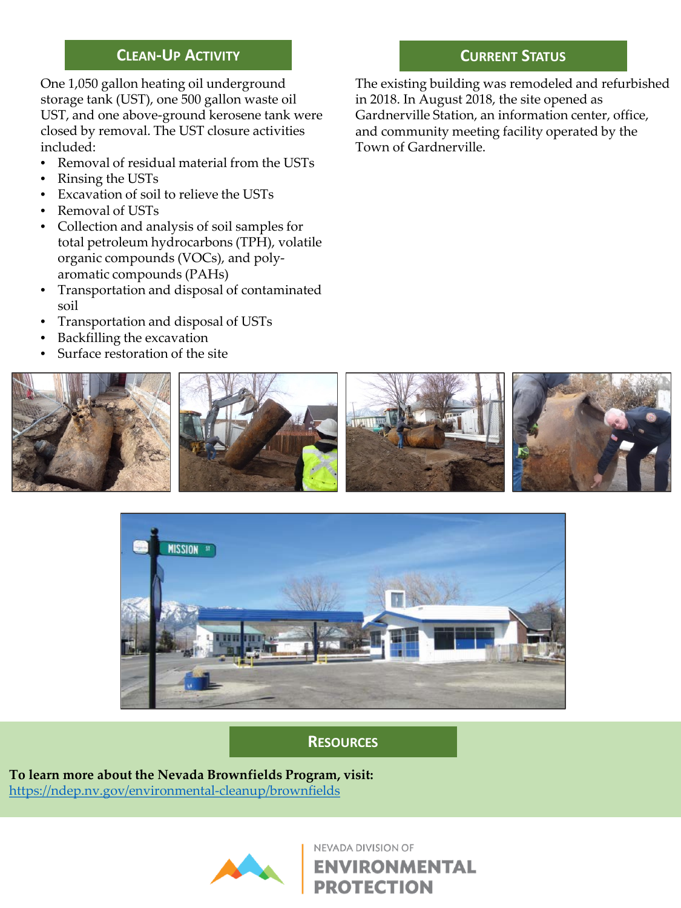## Clean-Up Activity

One 1,050 gallon heating oil underground storage tank (UST), one 500 gallon waste oil UST, and one above-ground kerosene tank were closed by removal. The UST closure activities included:

- Removal of residual material from the USTs
- Rinsing the USTs
- Excavation of soil to relieve the USTs
- Removal of USTs
- Collection and analysis of soil samples for total petroleum hydrocarbons (TPH), volatile organic compounds (VOCs), and poly-aromatic compounds (PAHs)
- Transportation and disposal of contaminated soil
- Transportation and disposal of USTs
- Backfilling the excavation
- Surface restoration of the site

## Current Status

The existing building was remodeled and refurbished in 2018. In August 2018, the site opened as Gardnerville Station, an information center, office, and community meeting facility operated by the Town of Gardnerville.

## Resources

**To learn more about the Nevada Brownfields Program, visit:**
https://ndep.nv.gov/environmental-cleanup/brownfields

NEVADA DIVISION OF ENVIRONMENTAL PROTECTION